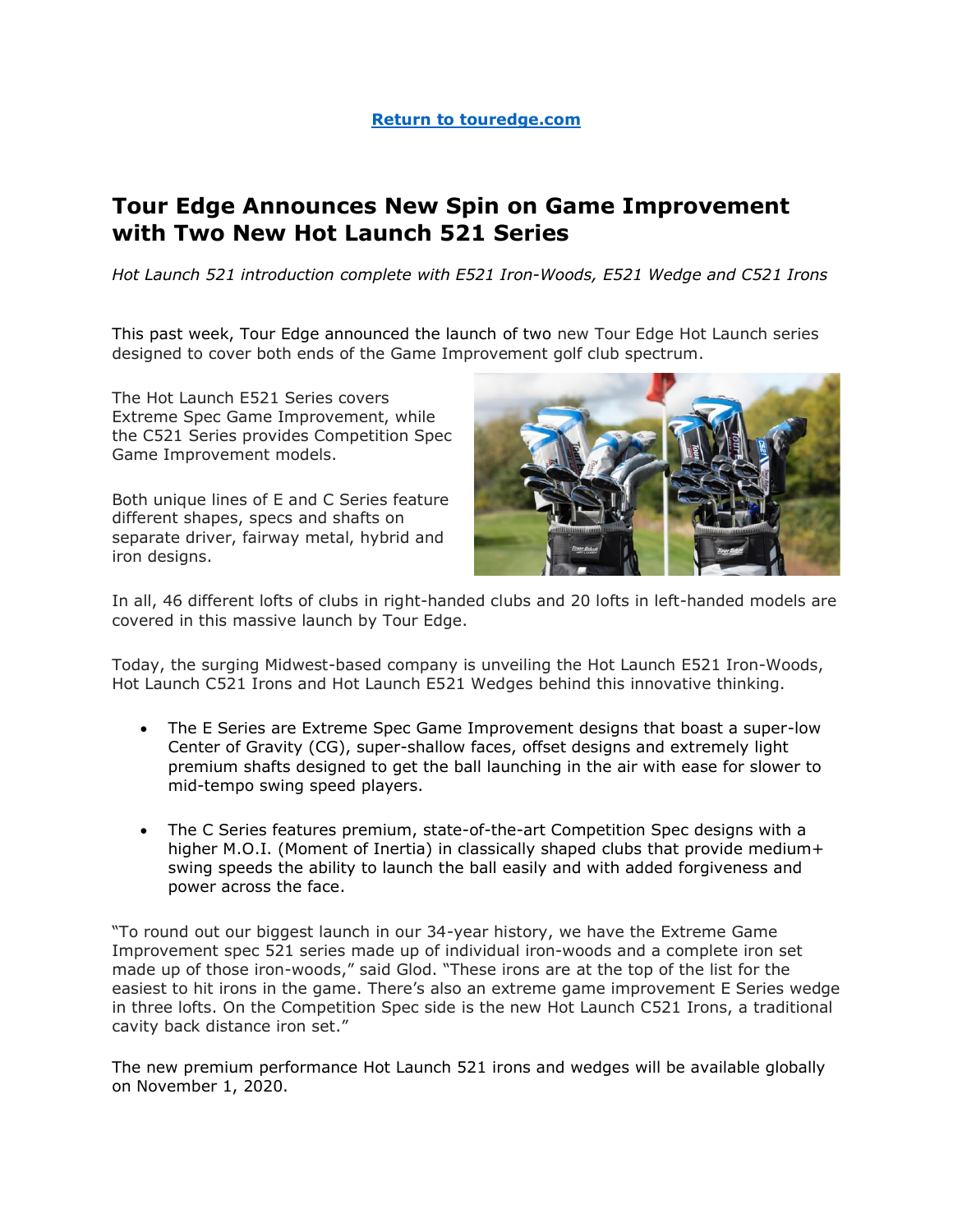[Return to touredge.com](https://touredge.com)

# Tour Edge Announces New Spin on Game Improvement with Two New Hot Launch 521 Series

*Hot Launch 521 introduction complete with E521 Iron-Woods, E521 Wedge and C521 Irons*

This past week, Tour Edge announced the launch of two new Tour Edge Hot Launch series designed to cover both ends of the Game Improvement golf club spectrum.

The Hot Launch E521 Series covers Extreme Spec Game Improvement, while the C521 Series provides Competition Spec Game Improvement models.

Both unique lines of E and C Series feature different shapes, specs and shafts on separate driver, fairway metal, hybrid and iron designs.

In all, 46 different lofts of clubs in right-handed clubs and 20 lofts in left-handed models are covered in this massive launch by Tour Edge.

Today, the surging Midwest-based company is unveiling the Hot Launch E521 Iron-Woods, Hot Launch C521 Irons and Hot Launch E521 Wedges behind this innovative thinking.

- The E Series are Extreme Spec Game Improvement designs that boast a super-low Center of Gravity (CG), super-shallow faces, offset designs and extremely light premium shafts designed to get the ball launching in the air with ease for slower to mid-tempo swing speed players.
- The C Series features premium, state-of-the-art Competition Spec designs with a higher M.O.I. (Moment of Inertia) in classically shaped clubs that provide medium+ swing speeds the ability to launch the ball easily and with added forgiveness and power across the face.

"To round out our biggest launch in our 34-year history, we have the Extreme Game Improvement spec 521 series made up of individual iron-woods and a complete iron set made up of those iron-woods," said Glod. "These irons are at the top of the list for the easiest to hit irons in the game. There's also an extreme game improvement E Series wedge in three lofts. On the Competition Spec side is the new Hot Launch C521 Irons, a traditional cavity back distance iron set."

The new premium performance Hot Launch 521 irons and wedges will be available globally on November 1, 2020.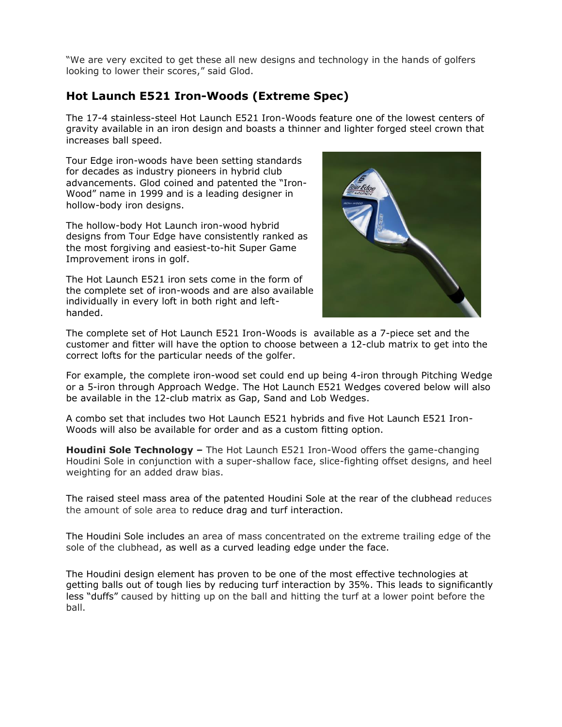"We are very excited to get these all new designs and technology in the hands of golfers looking to lower their scores," said Glod.

## Hot Launch E521 Iron-Woods (Extreme Spec)

The 17-4 stainless-steel Hot Launch E521 Iron-Woods feature one of the lowest centers of gravity available in an iron design and boasts a thinner and lighter forged steel crown that increases ball speed.

Tour Edge iron-woods have been setting standards for decades as industry pioneers in hybrid club advancements. Glod coined and patented the "Iron-Wood" name in 1999 and is a leading designer in hollow-body iron designs.

The hollow-body Hot Launch iron-wood hybrid designs from Tour Edge have consistently ranked as the most forgiving and easiest-to-hit Super Game Improvement irons in golf.

The Hot Launch E521 iron sets come in the form of the complete set of iron-woods and are also available individually in every loft in both right and left-handed.

The complete set of Hot Launch E521 Iron-Woods is available as a 7-piece set and the customer and fitter will have the option to choose between a 12-club matrix to get into the correct lofts for the particular needs of the golfer.

For example, the complete iron-wood set could end up being 4-iron through Pitching Wedge or a 5-iron through Approach Wedge. The Hot Launch E521 Wedges covered below will also be available in the 12-club matrix as Gap, Sand and Lob Wedges.

A combo set that includes two Hot Launch E521 hybrids and five Hot Launch E521 Iron-Woods will also be available for order and as a custom fitting option.

**Houdini Sole Technology –** The Hot Launch E521 Iron-Wood offers the game-changing Houdini Sole in conjunction with a super-shallow face, slice-fighting offset designs, and heel weighting for an added draw bias.

The raised steel mass area of the patented Houdini Sole at the rear of the clubhead reduces the amount of sole area to reduce drag and turf interaction.

The Houdini Sole includes an area of mass concentrated on the extreme trailing edge of the sole of the clubhead, as well as a curved leading edge under the face.

The Houdini design element has proven to be one of the most effective technologies at getting balls out of tough lies by reducing turf interaction by 35%. This leads to significantly less "duffs" caused by hitting up on the ball and hitting the turf at a lower point before the ball.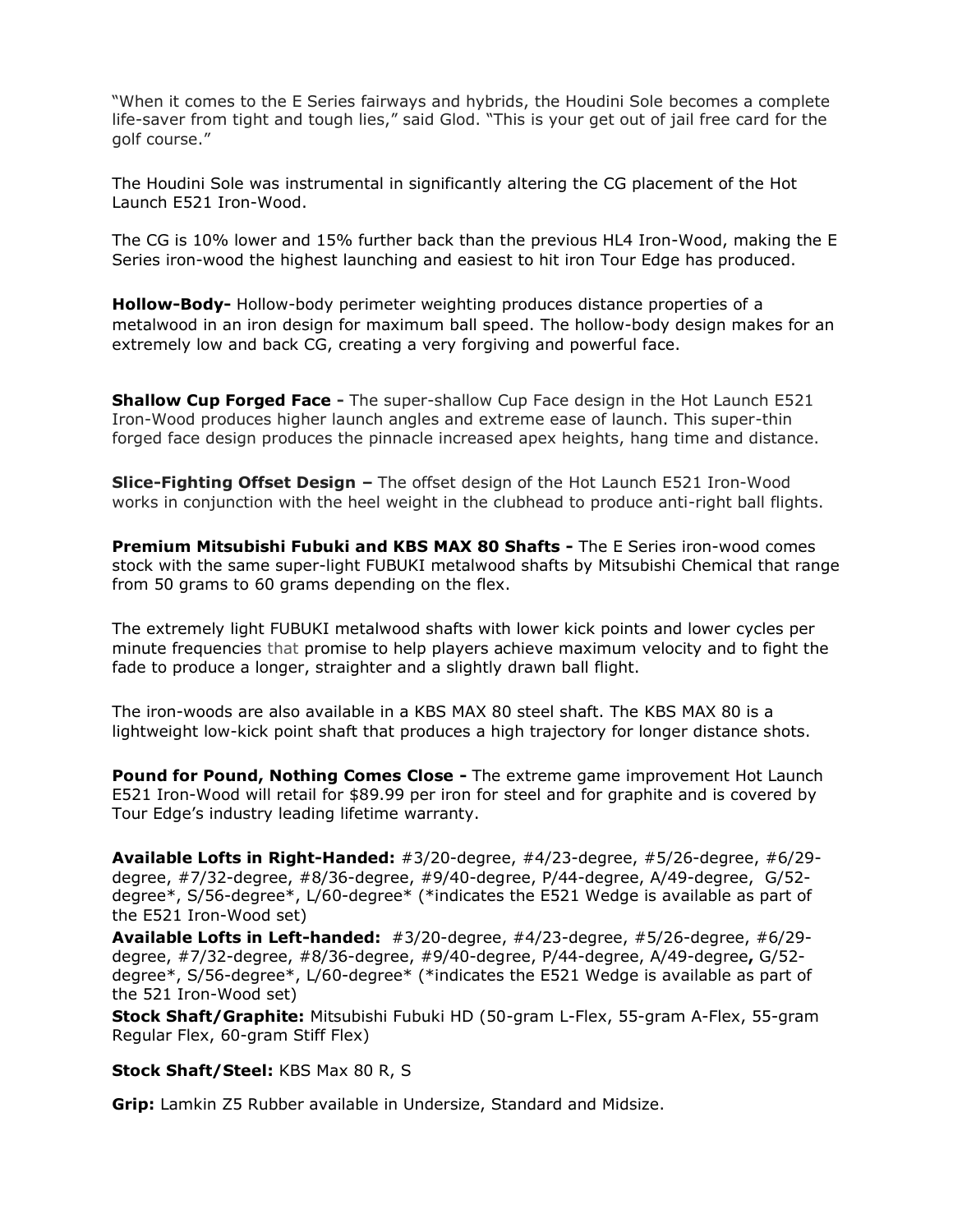"When it comes to the E Series fairways and hybrids, the Houdini Sole becomes a complete life-saver from tight and tough lies," said Glod. "This is your get out of jail free card for the golf course."

The Houdini Sole was instrumental in significantly altering the CG placement of the Hot Launch E521 Iron-Wood.

The CG is 10% lower and 15% further back than the previous HL4 Iron-Wood, making the E Series iron-wood the highest launching and easiest to hit iron Tour Edge has produced.

**Hollow-Body-** Hollow-body perimeter weighting produces distance properties of a metalwood in an iron design for maximum ball speed. The hollow-body design makes for an extremely low and back CG, creating a very forgiving and powerful face.

**Shallow Cup Forged Face -** The super-shallow Cup Face design in the Hot Launch E521 Iron-Wood produces higher launch angles and extreme ease of launch. This super-thin forged face design produces the pinnacle increased apex heights, hang time and distance.

**Slice-Fighting Offset Design –** The offset design of the Hot Launch E521 Iron-Wood works in conjunction with the heel weight in the clubhead to produce anti-right ball flights.

**Premium Mitsubishi Fubuki and KBS MAX 80 Shafts -** The E Series iron-wood comes stock with the same super-light FUBUKI metalwood shafts by Mitsubishi Chemical that range from 50 grams to 60 grams depending on the flex.

The extremely light FUBUKI metalwood shafts with lower kick points and lower cycles per minute frequencies that promise to help players achieve maximum velocity and to fight the fade to produce a longer, straighter and a slightly drawn ball flight.

The iron-woods are also available in a KBS MAX 80 steel shaft. The KBS MAX 80 is a lightweight low-kick point shaft that produces a high trajectory for longer distance shots.

**Pound for Pound, Nothing Comes Close -** The extreme game improvement Hot Launch E521 Iron-Wood will retail for $89.99 per iron for steel and for graphite and is covered by Tour Edge's industry leading lifetime warranty.

**Available Lofts in Right-Handed:** #3/20-degree, #4/23-degree, #5/26-degree, #6/29-degree, #7/32-degree, #8/36-degree, #9/40-degree, P/44-degree, A/49-degree, G/52-degree*, S/56-degree*, L/60-degree* (*indicates the E521 Wedge is available as part of the E521 Iron-Wood set)

**Available Lofts in Left-handed:** #3/20-degree, #4/23-degree, #5/26-degree, #6/29-degree, #7/32-degree, #8/36-degree, #9/40-degree, P/44-degree, A/49-degree**,** G/52-degree*, S/56-degree*, L/60-degree* (*indicates the E521 Wedge is available as part of the 521 Iron-Wood set)

**Stock Shaft/Graphite:** Mitsubishi Fubuki HD (50-gram L-Flex, 55-gram A-Flex, 55-gram Regular Flex, 60-gram Stiff Flex)

**Stock Shaft/Steel:** KBS Max 80 R, S

**Grip:** Lamkin Z5 Rubber available in Undersize, Standard and Midsize.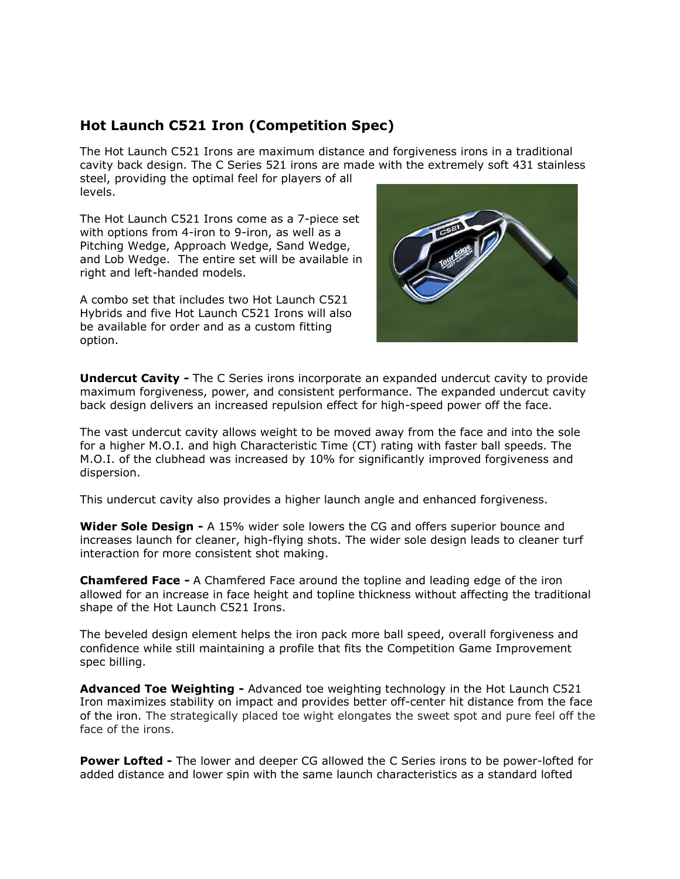## Hot Launch C521 Iron (Competition Spec)

The Hot Launch C521 Irons are maximum distance and forgiveness irons in a traditional cavity back design. The C Series 521 irons are made with the extremely soft 431 stainless steel, providing the optimal feel for players of all levels.

The Hot Launch C521 Irons come as a 7-piece set with options from 4-iron to 9-iron, as well as a Pitching Wedge, Approach Wedge, Sand Wedge, and Lob Wedge. The entire set will be available in right and left-handed models.

A combo set that includes two Hot Launch C521 Hybrids and five Hot Launch C521 Irons will also be available for order and as a custom fitting option.

**Undercut Cavity -** The C Series irons incorporate an expanded undercut cavity to provide maximum forgiveness, power, and consistent performance. The expanded undercut cavity back design delivers an increased repulsion effect for high-speed power off the face.

The vast undercut cavity allows weight to be moved away from the face and into the sole for a higher M.O.I. and high Characteristic Time (CT) rating with faster ball speeds. The M.O.I. of the clubhead was increased by 10% for significantly improved forgiveness and dispersion.

This undercut cavity also provides a higher launch angle and enhanced forgiveness.

**Wider Sole Design -** A 15% wider sole lowers the CG and offers superior bounce and increases launch for cleaner, high-flying shots. The wider sole design leads to cleaner turf interaction for more consistent shot making.

**Chamfered Face -** A Chamfered Face around the topline and leading edge of the iron allowed for an increase in face height and topline thickness without affecting the traditional shape of the Hot Launch C521 Irons.

The beveled design element helps the iron pack more ball speed, overall forgiveness and confidence while still maintaining a profile that fits the Competition Game Improvement spec billing.

**Advanced Toe Weighting -** Advanced toe weighting technology in the Hot Launch C521 Iron maximizes stability on impact and provides better off-center hit distance from the face of the iron. The strategically placed toe wight elongates the sweet spot and pure feel off the face of the irons.

**Power Lofted -** The lower and deeper CG allowed the C Series irons to be power-lofted for added distance and lower spin with the same launch characteristics as a standard lofted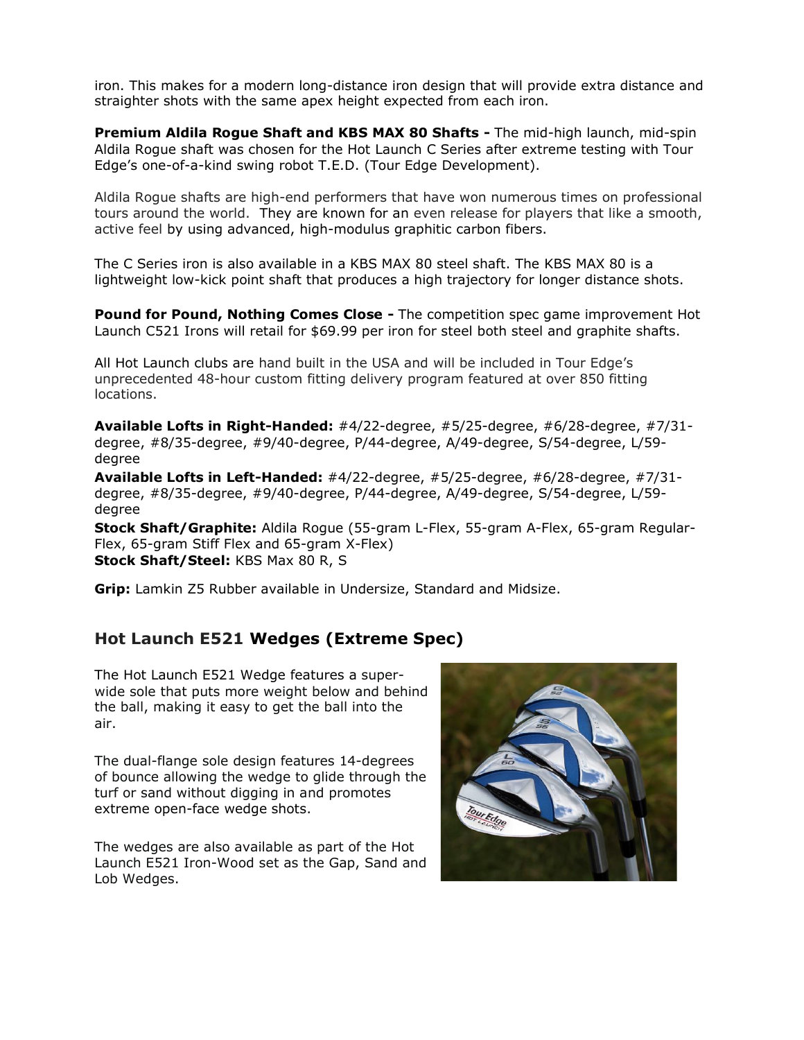iron. This makes for a modern long-distance iron design that will provide extra distance and straighter shots with the same apex height expected from each iron.

**Premium Aldila Rogue Shaft and KBS MAX 80 Shafts -** The mid-high launch, mid-spin Aldila Rogue shaft was chosen for the Hot Launch C Series after extreme testing with Tour Edge's one-of-a-kind swing robot T.E.D. (Tour Edge Development).

Aldila Rogue shafts are high-end performers that have won numerous times on professional tours around the world. They are known for an even release for players that like a smooth, active feel by using advanced, high-modulus graphitic carbon fibers.

The C Series iron is also available in a KBS MAX 80 steel shaft. The KBS MAX 80 is a lightweight low-kick point shaft that produces a high trajectory for longer distance shots.

**Pound for Pound, Nothing Comes Close -** The competition spec game improvement Hot Launch C521 Irons will retail for $69.99 per iron for steel both steel and graphite shafts.

All Hot Launch clubs are hand built in the USA and will be included in Tour Edge's unprecedented 48-hour custom fitting delivery program featured at over 850 fitting locations.

**Available Lofts in Right-Handed:** #4/22-degree, #5/25-degree, #6/28-degree, #7/31-degree, #8/35-degree, #9/40-degree, P/44-degree, A/49-degree, S/54-degree, L/59-degree
**Available Lofts in Left-Handed:** #4/22-degree, #5/25-degree, #6/28-degree, #7/31-degree, #8/35-degree, #9/40-degree, P/44-degree, A/49-degree, S/54-degree, L/59-degree
**Stock Shaft/Graphite:** Aldila Rogue (55-gram L-Flex, 55-gram A-Flex, 65-gram Regular-Flex, 65-gram Stiff Flex and 65-gram X-Flex)
**Stock Shaft/Steel:** KBS Max 80 R, S

**Grip:** Lamkin Z5 Rubber available in Undersize, Standard and Midsize.

## Hot Launch E521 Wedges (Extreme Spec)

The Hot Launch E521 Wedge features a super-wide sole that puts more weight below and behind the ball, making it easy to get the ball into the air.

The dual-flange sole design features 14-degrees of bounce allowing the wedge to glide through the turf or sand without digging in and promotes extreme open-face wedge shots.

The wedges are also available as part of the Hot Launch E521 Iron-Wood set as the Gap, Sand and Lob Wedges.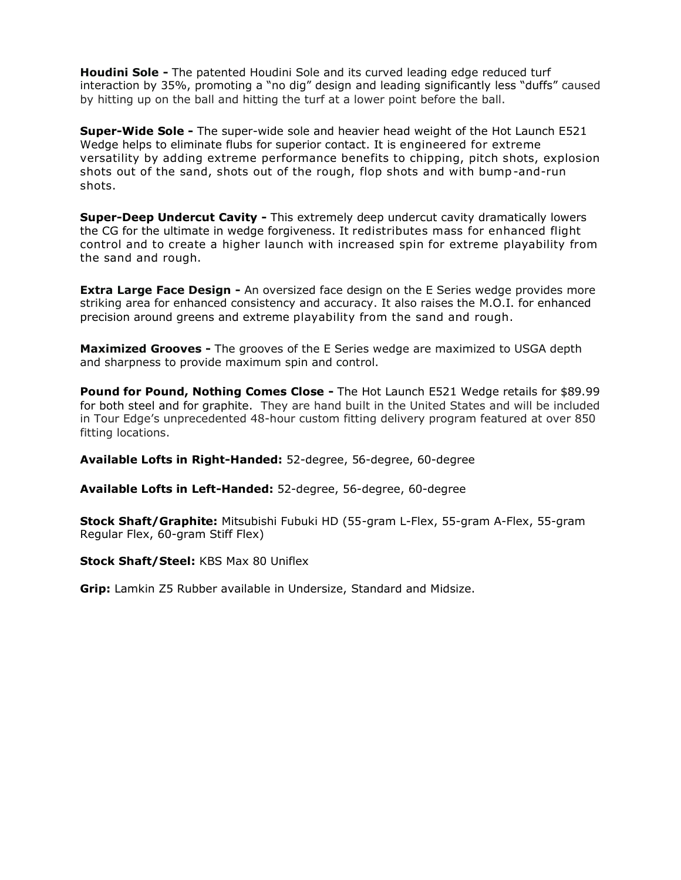**Houdini Sole -** The patented Houdini Sole and its curved leading edge reduced turf interaction by 35%, promoting a "no dig" design and leading significantly less "duffs" caused by hitting up on the ball and hitting the turf at a lower point before the ball.

**Super-Wide Sole -** The super-wide sole and heavier head weight of the Hot Launch E521 Wedge helps to eliminate flubs for superior contact. It is engineered for extreme versatility by adding extreme performance benefits to chipping, pitch shots, explosion shots out of the sand, shots out of the rough, flop shots and with bump-and-run shots.

**Super-Deep Undercut Cavity -** This extremely deep undercut cavity dramatically lowers the CG for the ultimate in wedge forgiveness. It redistributes mass for enhanced flight control and to create a higher launch with increased spin for extreme playability from the sand and rough.

**Extra Large Face Design -** An oversized face design on the E Series wedge provides more striking area for enhanced consistency and accuracy. It also raises the M.O.I. for enhanced precision around greens and extreme playability from the sand and rough.

**Maximized Grooves -** The grooves of the E Series wedge are maximized to USGA depth and sharpness to provide maximum spin and control.

**Pound for Pound, Nothing Comes Close -** The Hot Launch E521 Wedge retails for $89.99 for both steel and for graphite. They are hand built in the United States and will be included in Tour Edge's unprecedented 48-hour custom fitting delivery program featured at over 850 fitting locations.

**Available Lofts in Right-Handed:** 52-degree, 56-degree, 60-degree

**Available Lofts in Left-Handed:** 52-degree, 56-degree, 60-degree

**Stock Shaft/Graphite:** Mitsubishi Fubuki HD (55-gram L-Flex, 55-gram A-Flex, 55-gram Regular Flex, 60-gram Stiff Flex)

**Stock Shaft/Steel:** KBS Max 80 Uniflex

**Grip:** Lamkin Z5 Rubber available in Undersize, Standard and Midsize.